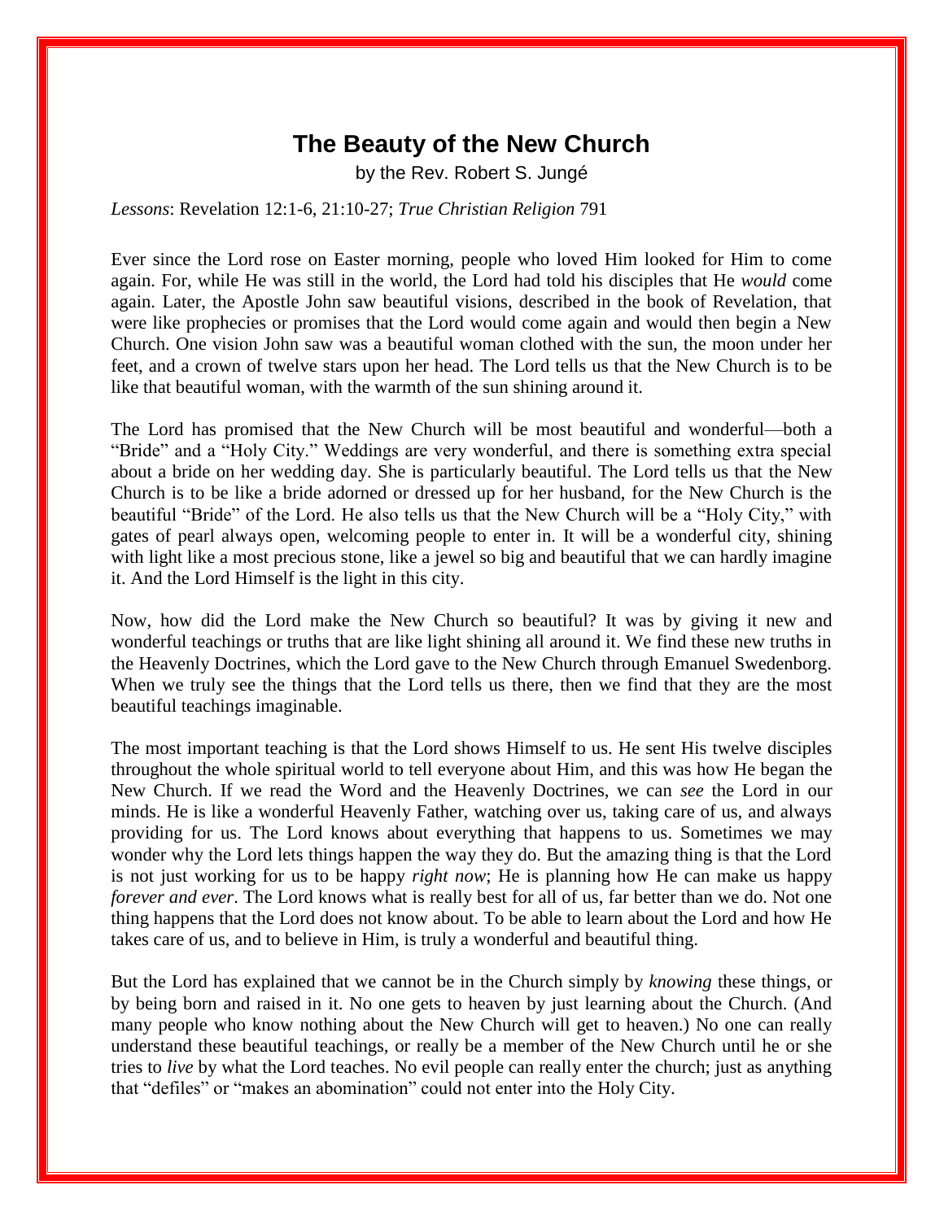# The Beauty of the New Church

by the Rev. Robert S. Jungé

*Lessons*: Revelation 12:1-6, 21:10-27; *True Christian Religion* 791

Ever since the Lord rose on Easter morning, people who loved Him looked for Him to come again. For, while He was still in the world, the Lord had told his disciples that He *would* come again. Later, the Apostle John saw beautiful visions, described in the book of Revelation, that were like prophecies or promises that the Lord would come again and would then begin a New Church. One vision John saw was a beautiful woman clothed with the sun, the moon under her feet, and a crown of twelve stars upon her head. The Lord tells us that the New Church is to be like that beautiful woman, with the warmth of the sun shining around it.

The Lord has promised that the New Church will be most beautiful and wonderful—both a "Bride" and a "Holy City." Weddings are very wonderful, and there is something extra special about a bride on her wedding day. She is particularly beautiful. The Lord tells us that the New Church is to be like a bride adorned or dressed up for her husband, for the New Church is the beautiful "Bride" of the Lord. He also tells us that the New Church will be a "Holy City," with gates of pearl always open, welcoming people to enter in. It will be a wonderful city, shining with light like a most precious stone, like a jewel so big and beautiful that we can hardly imagine it. And the Lord Himself is the light in this city.

Now, how did the Lord make the New Church so beautiful? It was by giving it new and wonderful teachings or truths that are like light shining all around it. We find these new truths in the Heavenly Doctrines, which the Lord gave to the New Church through Emanuel Swedenborg. When we truly see the things that the Lord tells us there, then we find that they are the most beautiful teachings imaginable.

The most important teaching is that the Lord shows Himself to us. He sent His twelve disciples throughout the whole spiritual world to tell everyone about Him, and this was how He began the New Church. If we read the Word and the Heavenly Doctrines, we can *see* the Lord in our minds. He is like a wonderful Heavenly Father, watching over us, taking care of us, and always providing for us. The Lord knows about everything that happens to us. Sometimes we may wonder why the Lord lets things happen the way they do. But the amazing thing is that the Lord is not just working for us to be happy *right now*; He is planning how He can make us happy *forever and ever*. The Lord knows what is really best for all of us, far better than we do. Not one thing happens that the Lord does not know about. To be able to learn about the Lord and how He takes care of us, and to believe in Him, is truly a wonderful and beautiful thing.

But the Lord has explained that we cannot be in the Church simply by *knowing* these things, or by being born and raised in it. No one gets to heaven by just learning about the Church. (And many people who know nothing about the New Church will get to heaven.) No one can really understand these beautiful teachings, or really be a member of the New Church until he or she tries to *live* by what the Lord teaches. No evil people can really enter the church; just as anything that "defiles" or "makes an abomination" could not enter into the Holy City.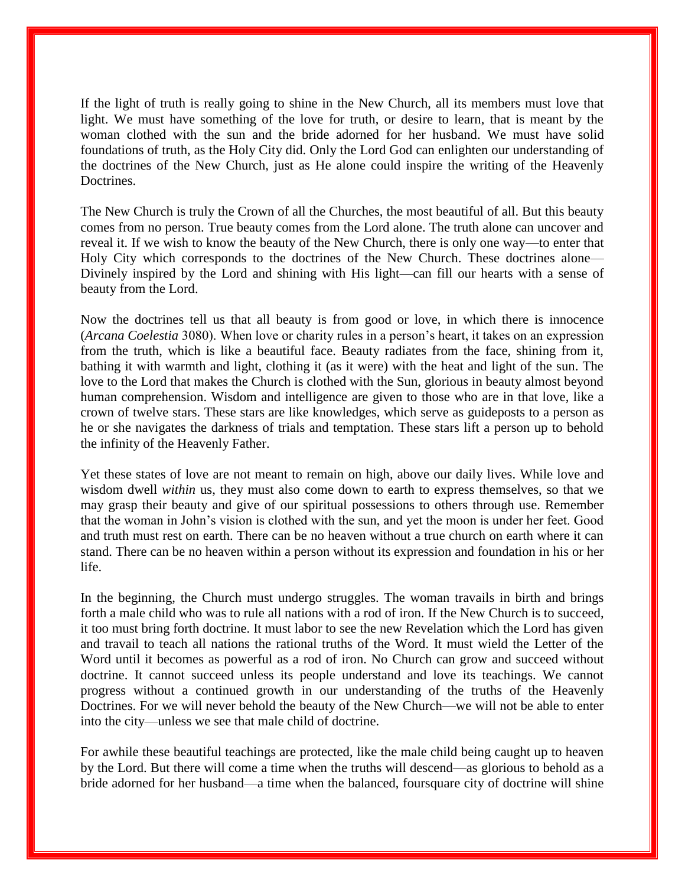If the light of truth is really going to shine in the New Church, all its members must love that light. We must have something of the love for truth, or desire to learn, that is meant by the woman clothed with the sun and the bride adorned for her husband. We must have solid foundations of truth, as the Holy City did. Only the Lord God can enlighten our understanding of the doctrines of the New Church, just as He alone could inspire the writing of the Heavenly Doctrines.

The New Church is truly the Crown of all the Churches, the most beautiful of all. But this beauty comes from no person. True beauty comes from the Lord alone. The truth alone can uncover and reveal it. If we wish to know the beauty of the New Church, there is only one way—to enter that Holy City which corresponds to the doctrines of the New Church. These doctrines alone—Divinely inspired by the Lord and shining with His light—can fill our hearts with a sense of beauty from the Lord.

Now the doctrines tell us that all beauty is from good or love, in which there is innocence (*Arcana Coelestia* 3080). When love or charity rules in a person's heart, it takes on an expression from the truth, which is like a beautiful face. Beauty radiates from the face, shining from it, bathing it with warmth and light, clothing it (as it were) with the heat and light of the sun. The love to the Lord that makes the Church is clothed with the Sun, glorious in beauty almost beyond human comprehension. Wisdom and intelligence are given to those who are in that love, like a crown of twelve stars. These stars are like knowledges, which serve as guideposts to a person as he or she navigates the darkness of trials and temptation. These stars lift a person up to behold the infinity of the Heavenly Father.

Yet these states of love are not meant to remain on high, above our daily lives. While love and wisdom dwell *within* us, they must also come down to earth to express themselves, so that we may grasp their beauty and give of our spiritual possessions to others through use. Remember that the woman in John's vision is clothed with the sun, and yet the moon is under her feet. Good and truth must rest on earth. There can be no heaven without a true church on earth where it can stand. There can be no heaven within a person without its expression and foundation in his or her life.

In the beginning, the Church must undergo struggles. The woman travails in birth and brings forth a male child who was to rule all nations with a rod of iron. If the New Church is to succeed, it too must bring forth doctrine. It must labor to see the new Revelation which the Lord has given and travail to teach all nations the rational truths of the Word. It must wield the Letter of the Word until it becomes as powerful as a rod of iron. No Church can grow and succeed without doctrine. It cannot succeed unless its people understand and love its teachings. We cannot progress without a continued growth in our understanding of the truths of the Heavenly Doctrines. For we will never behold the beauty of the New Church—we will not be able to enter into the city—unless we see that male child of doctrine.

For awhile these beautiful teachings are protected, like the male child being caught up to heaven by the Lord. But there will come a time when the truths will descend—as glorious to behold as a bride adorned for her husband—a time when the balanced, foursquare city of doctrine will shine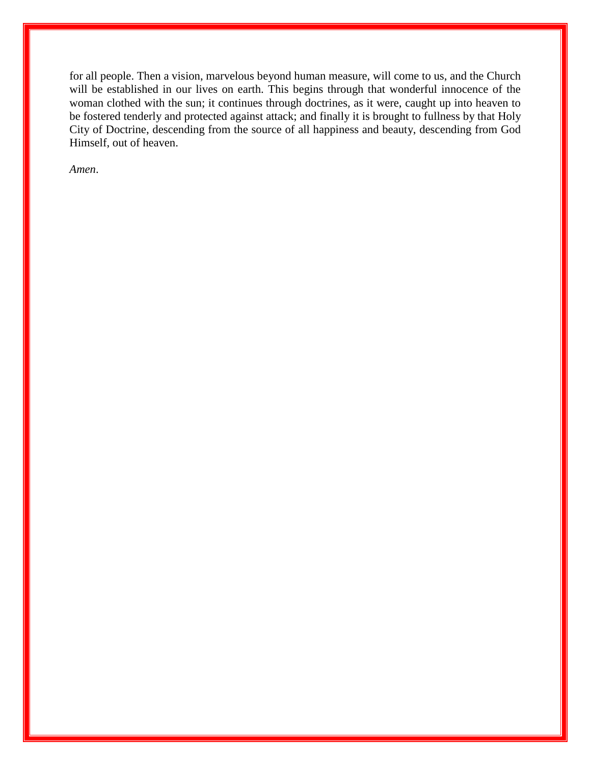for all people. Then a vision, marvelous beyond human measure, will come to us, and the Church will be established in our lives on earth. This begins through that wonderful innocence of the woman clothed with the sun; it continues through doctrines, as it were, caught up into heaven to be fostered tenderly and protected against attack; and finally it is brought to fullness by that Holy City of Doctrine, descending from the source of all happiness and beauty, descending from God Himself, out of heaven.

*Amen*.